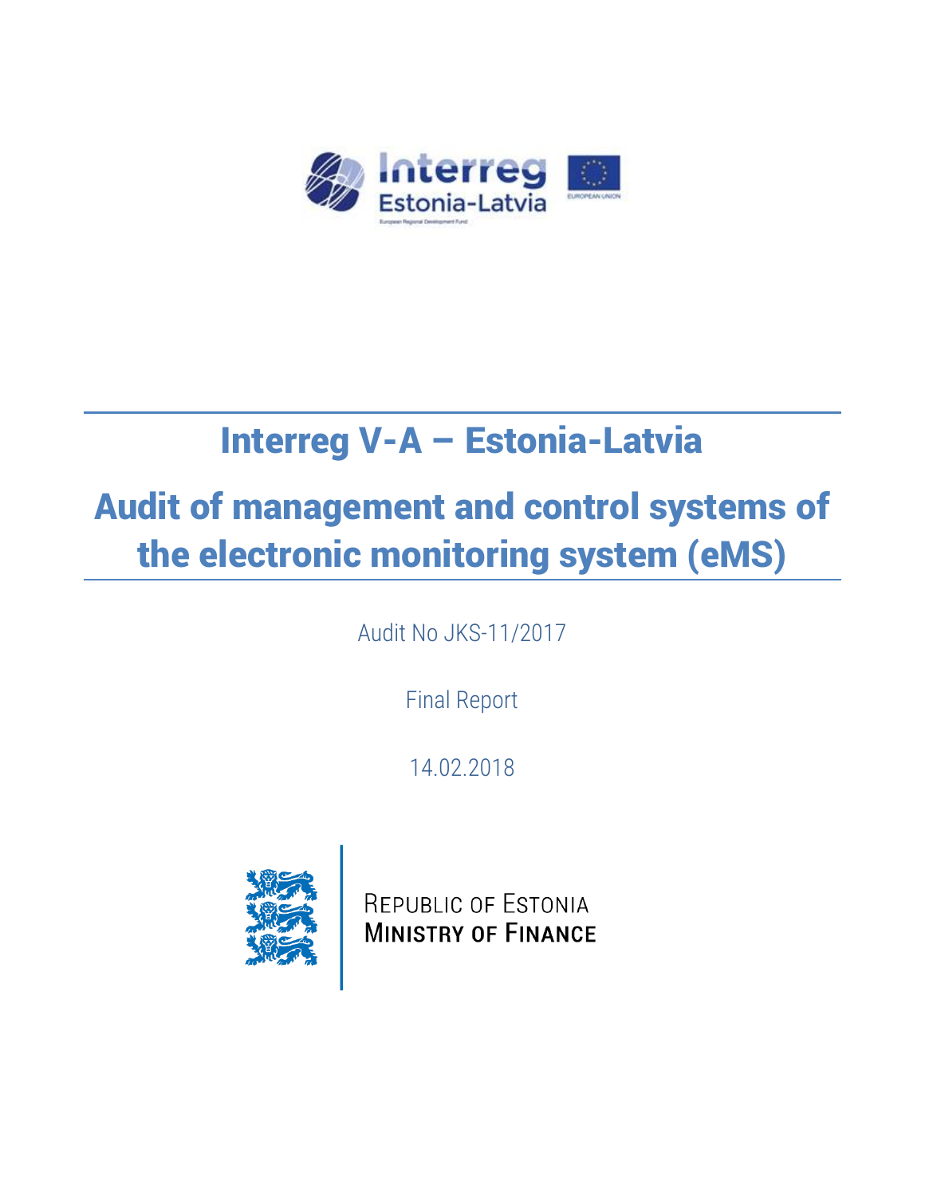Interreg Estonia-Latvia

European Regional Development Fund

EUROPEAN UNION

# Interreg V-A – Estonia-Latvia

# Audit of management and control systems of the electronic monitoring system (eMS)

Audit No JKS-11/2017

Final Report

14.02.2018

REPUBLIC OF ESTONIA
MINISTRY OF FINANCE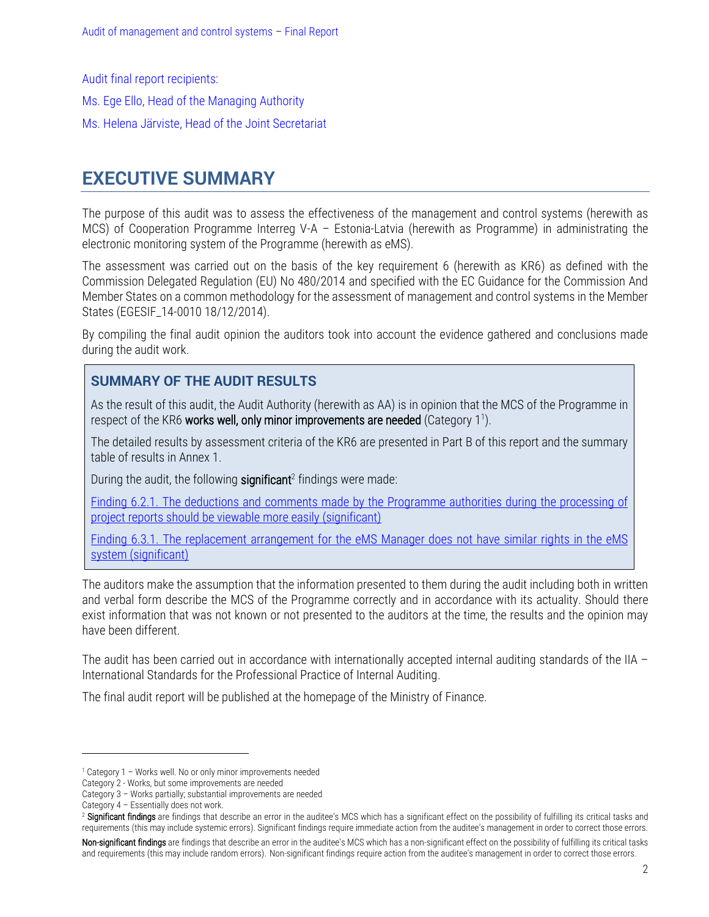Audit final report recipients:

Ms. Ege Ello, Head of the Managing Authority

Ms. Helena Järviste, Head of the Joint Secretariat

# EXECUTIVE SUMMARY

The purpose of this audit was to assess the effectiveness of the management and control systems (herewith as MCS) of Cooperation Programme Interreg V-A – Estonia-Latvia (herewith as Programme) in administrating the electronic monitoring system of the Programme (herewith as eMS).

The assessment was carried out on the basis of the key requirement 6 (herewith as KR6) as defined with the Commission Delegated Regulation (EU) No 480/2014 and specified with the EC Guidance for the Commission And Member States on a common methodology for the assessment of management and control systems in the Member States (EGESIF_14-0010 18/12/2014).

By compiling the final audit opinion the auditors took into account the evidence gathered and conclusions made during the audit work.

## SUMMARY OF THE AUDIT RESULTS

As the result of this audit, the Audit Authority (herewith as AA) is in opinion that the MCS of the Programme in respect of the KR6 **works well, only minor improvements are needed** (Category 1[1]).

The detailed results by assessment criteria of the KR6 are presented in Part B of this report and the summary table of results in Annex 1.

During the audit, the following **significant**[2] findings were made:

Finding 6.2.1. The deductions and comments made by the Programme authorities during the processing of project reports should be viewable more easily (significant)

Finding 6.3.1. The replacement arrangement for the eMS Manager does not have similar rights in the eMS system (significant)

The auditors make the assumption that the information presented to them during the audit including both in written and verbal form describe the MCS of the Programme correctly and in accordance with its actuality. Should there exist information that was not known or not presented to the auditors at the time, the results and the opinion may have been different.

The audit has been carried out in accordance with internationally accepted internal auditing standards of the IIA – International Standards for the Professional Practice of Internal Auditing.

The final audit report will be published at the homepage of the Ministry of Finance.

---

[1] Category 1 – Works well. No or only minor improvements needed
Category 2 - Works, but some improvements are needed
Category 3 – Works partially; substantial improvements are needed
Category 4 – Essentially does not work.

[2] **Significant findings** are findings that describe an error in the auditee's MCS which has a significant effect on the possibility of fulfilling its critical tasks and requirements (this may include systemic errors). Significant findings require immediate action from the auditee's management in order to correct those errors.

**Non-significant findings** are findings that describe an error in the auditee's MCS which has a non-significant effect on the possibility of fulfilling its critical tasks and requirements (this may include random errors). Non-significant findings require action from the auditee's management in order to correct those errors.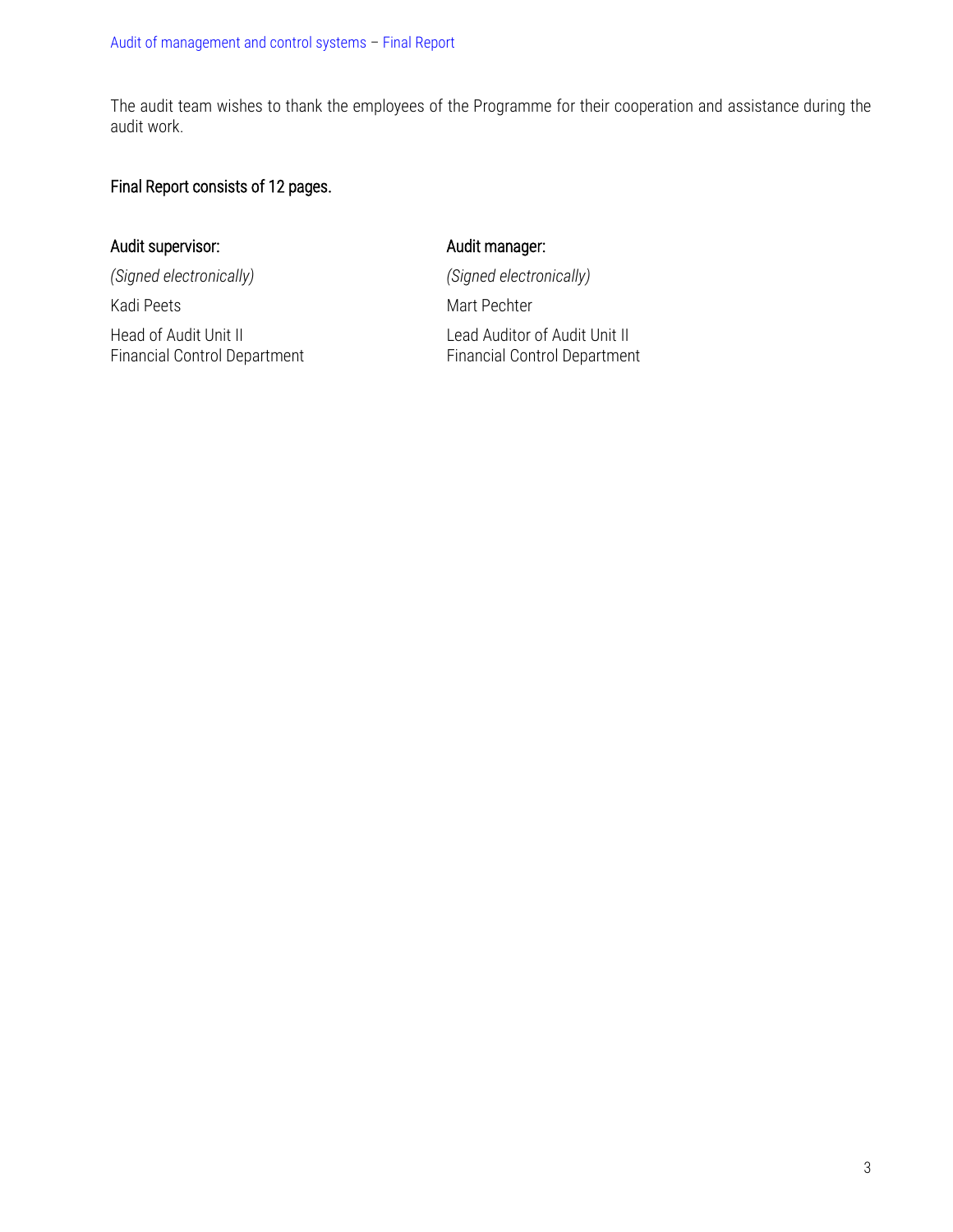The audit team wishes to thank the employees of the Programme for their cooperation and assistance during the audit work.

**Final Report consists of 12 pages.**

| Audit supervisor: | Audit manager: |
| --- | --- |
| *(Signed electronically)* | *(Signed electronically)* |
| Kadi Peets | Mart Pechter |
| Head of Audit Unit II<br>Financial Control Department | Lead Auditor of Audit Unit II<br>Financial Control Department |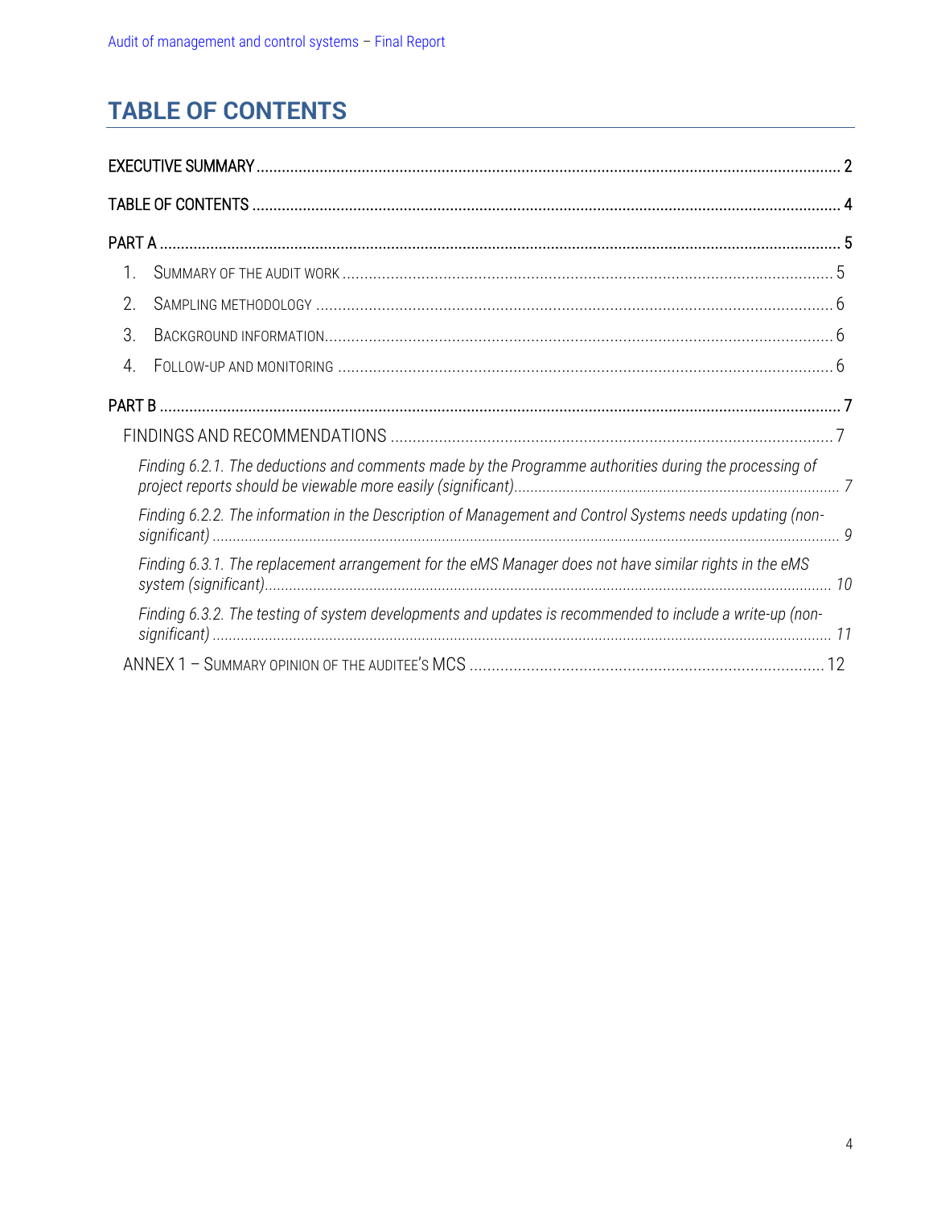# TABLE OF CONTENTS

EXECUTIVE SUMMARY .......... 2

TABLE OF CONTENTS .......... 4

PART A .......... 5

1. SUMMARY OF THE AUDIT WORK .......... 5
2. SAMPLING METHODOLOGY .......... 6
3. BACKGROUND INFORMATION .......... 6
4. FOLLOW-UP AND MONITORING .......... 6

PART B .......... 7

FINDINGS AND RECOMMENDATIONS .......... 7

*Finding 6.2.1. The deductions and comments made by the Programme authorities during the processing of project reports should be viewable more easily (significant)* .......... 7

*Finding 6.2.2. The information in the Description of Management and Control Systems needs updating (non-significant)* .......... 9

*Finding 6.3.1. The replacement arrangement for the eMS Manager does not have similar rights in the eMS system (significant)* .......... 10

*Finding 6.3.2. The testing of system developments and updates is recommended to include a write-up (non-significant)* .......... 11

ANNEX 1 – SUMMARY OPINION OF THE AUDITEE'S MCS .......... 12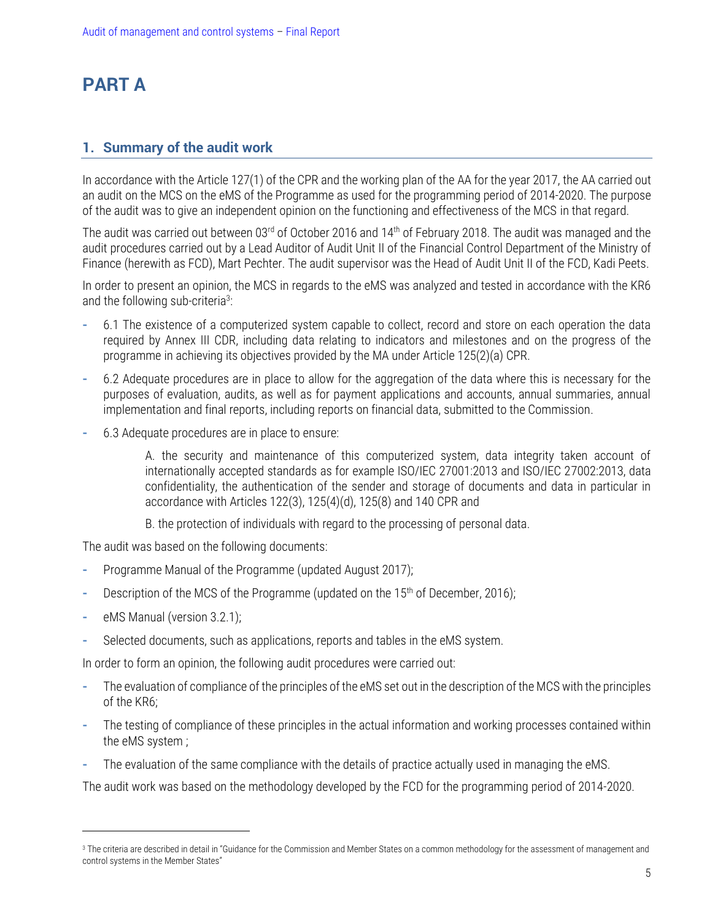# PART A

## 1. Summary of the audit work

In accordance with the Article 127(1) of the CPR and the working plan of the AA for the year 2017, the AA carried out an audit on the MCS on the eMS of the Programme as used for the programming period of 2014-2020. The purpose of the audit was to give an independent opinion on the functioning and effectiveness of the MCS in that regard.

The audit was carried out between 03rd of October 2016 and 14th of February 2018. The audit was managed and the audit procedures carried out by a Lead Auditor of Audit Unit II of the Financial Control Department of the Ministry of Finance (herewith as FCD), Mart Pechter. The audit supervisor was the Head of Audit Unit II of the FCD, Kadi Peets.

In order to present an opinion, the MCS in regards to the eMS was analyzed and tested in accordance with the KR6 and the following sub-criteria[3]:

- 6.1 The existence of a computerized system capable to collect, record and store on each operation the data required by Annex III CDR, including data relating to indicators and milestones and on the progress of the programme in achieving its objectives provided by the MA under Article 125(2)(a) CPR.
- 6.2 Adequate procedures are in place to allow for the aggregation of the data where this is necessary for the purposes of evaluation, audits, as well as for payment applications and accounts, annual summaries, annual implementation and final reports, including reports on financial data, submitted to the Commission.
- 6.3 Adequate procedures are in place to ensure:

  A. the security and maintenance of this computerized system, data integrity taken account of internationally accepted standards as for example ISO/IEC 27001:2013 and ISO/IEC 27002:2013, data confidentiality, the authentication of the sender and storage of documents and data in particular in accordance with Articles 122(3), 125(4)(d), 125(8) and 140 CPR and

  B. the protection of individuals with regard to the processing of personal data.

The audit was based on the following documents:

- Programme Manual of the Programme (updated August 2017);
- Description of the MCS of the Programme (updated on the 15th of December, 2016);
- eMS Manual (version 3.2.1);
- Selected documents, such as applications, reports and tables in the eMS system.

In order to form an opinion, the following audit procedures were carried out:

- The evaluation of compliance of the principles of the eMS set out in the description of the MCS with the principles of the KR6;
- The testing of compliance of these principles in the actual information and working processes contained within the eMS system ;
- The evaluation of the same compliance with the details of practice actually used in managing the eMS.

The audit work was based on the methodology developed by the FCD for the programming period of 2014-2020.

---

[3] The criteria are described in detail in "Guidance for the Commission and Member States on a common methodology for the assessment of management and control systems in the Member States"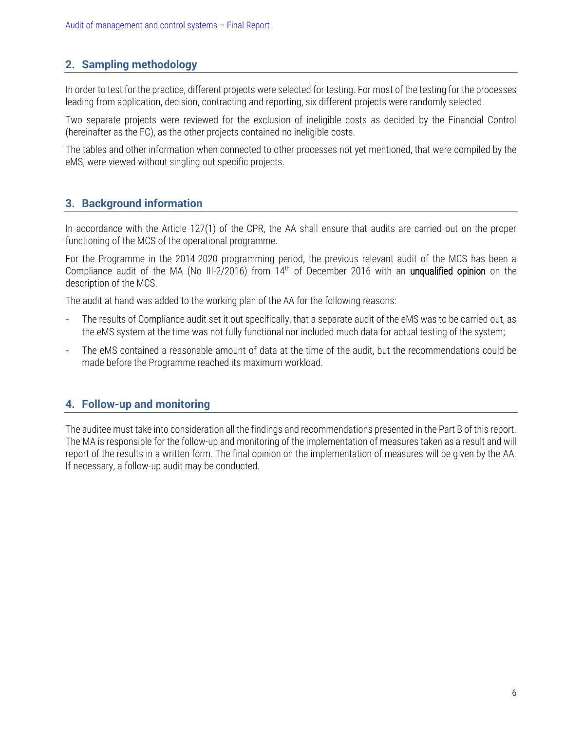## 2. Sampling methodology

In order to test for the practice, different projects were selected for testing. For most of the testing for the processes leading from application, decision, contracting and reporting, six different projects were randomly selected.

Two separate projects were reviewed for the exclusion of ineligible costs as decided by the Financial Control (hereinafter as the FC), as the other projects contained no ineligible costs.

The tables and other information when connected to other processes not yet mentioned, that were compiled by the eMS, were viewed without singling out specific projects.

## 3. Background information

In accordance with the Article 127(1) of the CPR, the AA shall ensure that audits are carried out on the proper functioning of the MCS of the operational programme.

For the Programme in the 2014-2020 programming period, the previous relevant audit of the MCS has been a Compliance audit of the MA (No III-2/2016) from 14th of December 2016 with an **unqualified opinion** on the description of the MCS.

The audit at hand was added to the working plan of the AA for the following reasons:

- The results of Compliance audit set it out specifically, that a separate audit of the eMS was to be carried out, as the eMS system at the time was not fully functional nor included much data for actual testing of the system;
- The eMS contained a reasonable amount of data at the time of the audit, but the recommendations could be made before the Programme reached its maximum workload.

## 4. Follow-up and monitoring

The auditee must take into consideration all the findings and recommendations presented in the Part B of this report. The MA is responsible for the follow-up and monitoring of the implementation of measures taken as a result and will report of the results in a written form. The final opinion on the implementation of measures will be given by the AA. If necessary, a follow-up audit may be conducted.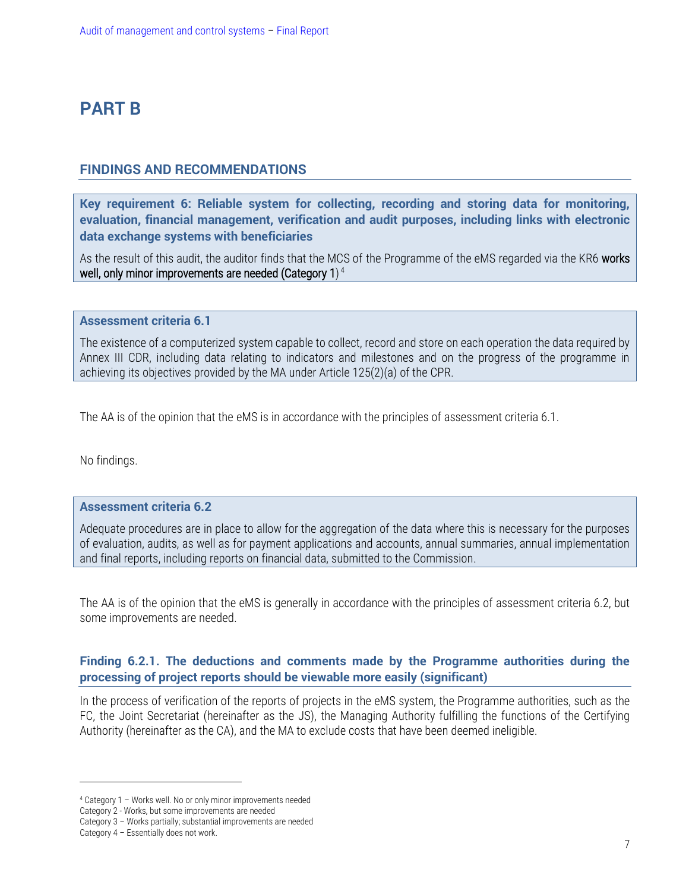# PART B

## FINDINGS AND RECOMMENDATIONS

**Key requirement 6: Reliable system for collecting, recording and storing data for monitoring, evaluation, financial management, verification and audit purposes, including links with electronic data exchange systems with beneficiaries**

As the result of this audit, the auditor finds that the MCS of the Programme of the eMS regarded via the KR6 **works well, only minor improvements are needed (Category 1)** [4]

**Assessment criteria 6.1**

The existence of a computerized system capable to collect, record and store on each operation the data required by Annex III CDR, including data relating to indicators and milestones and on the progress of the programme in achieving its objectives provided by the MA under Article 125(2)(a) of the CPR.

The AA is of the opinion that the eMS is in accordance with the principles of assessment criteria 6.1.

No findings.

**Assessment criteria 6.2**

Adequate procedures are in place to allow for the aggregation of the data where this is necessary for the purposes of evaluation, audits, as well as for payment applications and accounts, annual summaries, annual implementation and final reports, including reports on financial data, submitted to the Commission.

The AA is of the opinion that the eMS is generally in accordance with the principles of assessment criteria 6.2, but some improvements are needed.

### Finding 6.2.1. The deductions and comments made by the Programme authorities during the processing of project reports should be viewable more easily (significant)

In the process of verification of the reports of projects in the eMS system, the Programme authorities, such as the FC, the Joint Secretariat (hereinafter as the JS), the Managing Authority fulfilling the functions of the Certifying Authority (hereinafter as the CA), and the MA to exclude costs that have been deemed ineligible.

---

[4] Category 1 – Works well. No or only minor improvements needed
Category 2 - Works, but some improvements are needed
Category 3 – Works partially; substantial improvements are needed
Category 4 – Essentially does not work.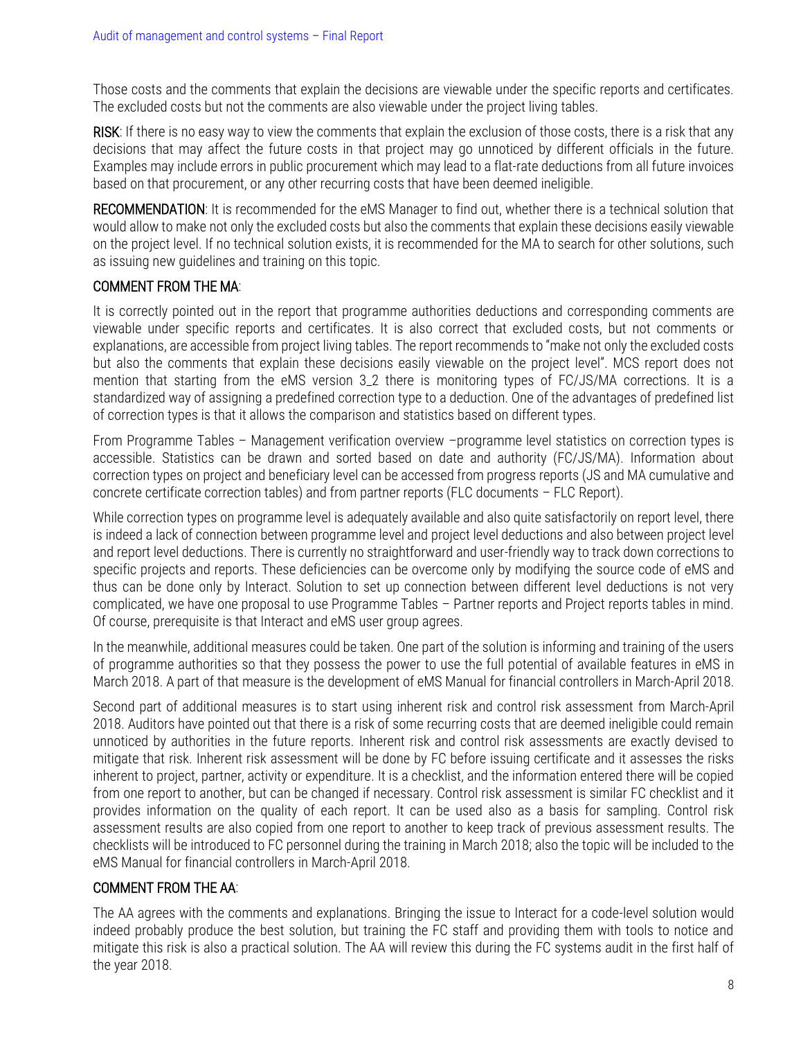Those costs and the comments that explain the decisions are viewable under the specific reports and certificates. The excluded costs but not the comments are also viewable under the project living tables.

**RISK**: If there is no easy way to view the comments that explain the exclusion of those costs, there is a risk that any decisions that may affect the future costs in that project may go unnoticed by different officials in the future. Examples may include errors in public procurement which may lead to a flat-rate deductions from all future invoices based on that procurement, or any other recurring costs that have been deemed ineligible.

**RECOMMENDATION**: It is recommended for the eMS Manager to find out, whether there is a technical solution that would allow to make not only the excluded costs but also the comments that explain these decisions easily viewable on the project level. If no technical solution exists, it is recommended for the MA to search for other solutions, such as issuing new guidelines and training on this topic.

**COMMENT FROM THE MA**:

It is correctly pointed out in the report that programme authorities deductions and corresponding comments are viewable under specific reports and certificates. It is also correct that excluded costs, but not comments or explanations, are accessible from project living tables. The report recommends to "make not only the excluded costs but also the comments that explain these decisions easily viewable on the project level". MCS report does not mention that starting from the eMS version 3_2 there is monitoring types of FC/JS/MA corrections. It is a standardized way of assigning a predefined correction type to a deduction. One of the advantages of predefined list of correction types is that it allows the comparison and statistics based on different types.

From Programme Tables – Management verification overview –programme level statistics on correction types is accessible. Statistics can be drawn and sorted based on date and authority (FC/JS/MA). Information about correction types on project and beneficiary level can be accessed from progress reports (JS and MA cumulative and concrete certificate correction tables) and from partner reports (FLC documents – FLC Report).

While correction types on programme level is adequately available and also quite satisfactorily on report level, there is indeed a lack of connection between programme level and project level deductions and also between project level and report level deductions. There is currently no straightforward and user-friendly way to track down corrections to specific projects and reports. These deficiencies can be overcome only by modifying the source code of eMS and thus can be done only by Interact. Solution to set up connection between different level deductions is not very complicated, we have one proposal to use Programme Tables – Partner reports and Project reports tables in mind. Of course, prerequisite is that Interact and eMS user group agrees.

In the meanwhile, additional measures could be taken. One part of the solution is informing and training of the users of programme authorities so that they possess the power to use the full potential of available features in eMS in March 2018. A part of that measure is the development of eMS Manual for financial controllers in March-April 2018.

Second part of additional measures is to start using inherent risk and control risk assessment from March-April 2018. Auditors have pointed out that there is a risk of some recurring costs that are deemed ineligible could remain unnoticed by authorities in the future reports. Inherent risk and control risk assessments are exactly devised to mitigate that risk. Inherent risk assessment will be done by FC before issuing certificate and it assesses the risks inherent to project, partner, activity or expenditure. It is a checklist, and the information entered there will be copied from one report to another, but can be changed if necessary. Control risk assessment is similar FC checklist and it provides information on the quality of each report. It can be used also as a basis for sampling. Control risk assessment results are also copied from one report to another to keep track of previous assessment results. The checklists will be introduced to FC personnel during the training in March 2018; also the topic will be included to the eMS Manual for financial controllers in March-April 2018.

**COMMENT FROM THE AA**:

The AA agrees with the comments and explanations. Bringing the issue to Interact for a code-level solution would indeed probably produce the best solution, but training the FC staff and providing them with tools to notice and mitigate this risk is also a practical solution. The AA will review this during the FC systems audit in the first half of the year 2018.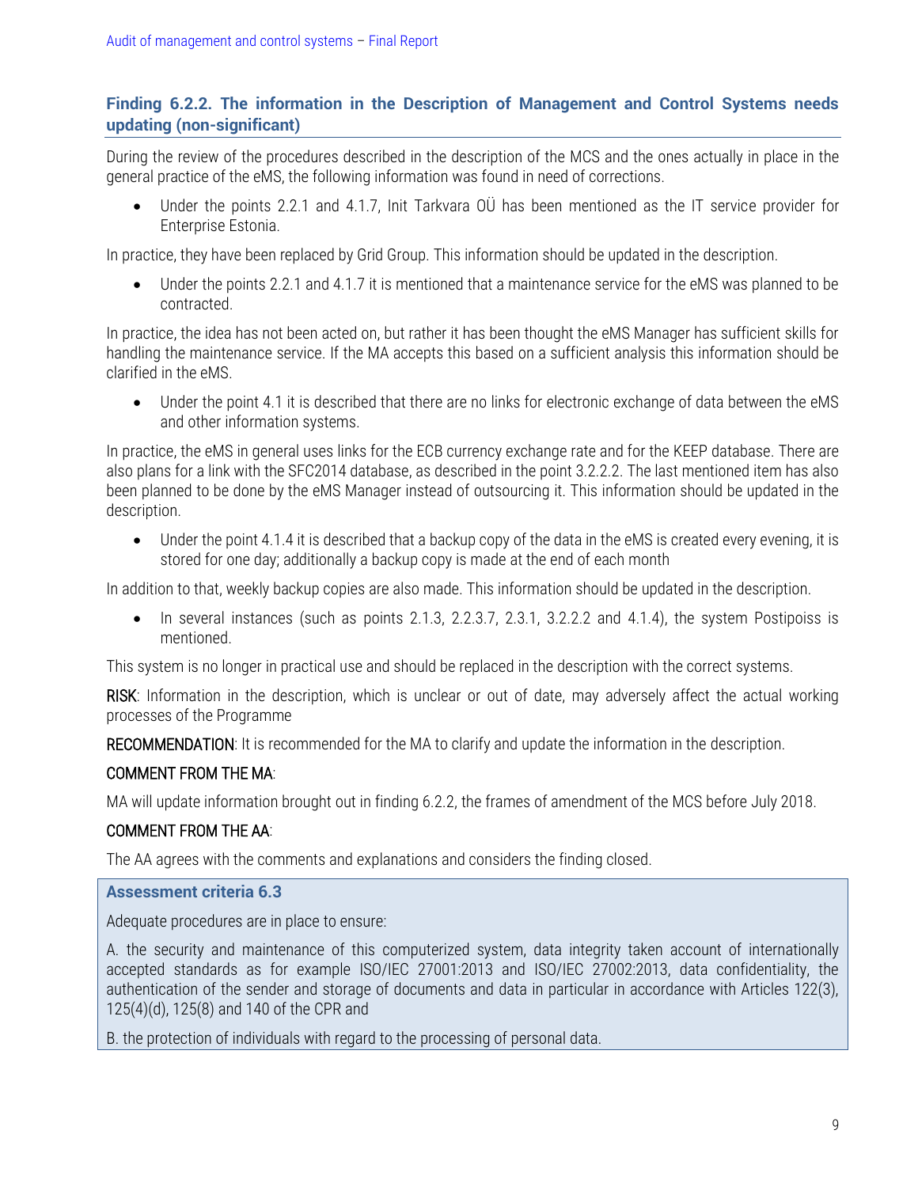### Finding 6.2.2. The information in the Description of Management and Control Systems needs updating (non-significant)

During the review of the procedures described in the description of the MCS and the ones actually in place in the general practice of the eMS, the following information was found in need of corrections.

- Under the points 2.2.1 and 4.1.7, Init Tarkvara OÜ has been mentioned as the IT service provider for Enterprise Estonia.

In practice, they have been replaced by Grid Group. This information should be updated in the description.

- Under the points 2.2.1 and 4.1.7 it is mentioned that a maintenance service for the eMS was planned to be contracted.

In practice, the idea has not been acted on, but rather it has been thought the eMS Manager has sufficient skills for handling the maintenance service. If the MA accepts this based on a sufficient analysis this information should be clarified in the eMS.

- Under the point 4.1 it is described that there are no links for electronic exchange of data between the eMS and other information systems.

In practice, the eMS in general uses links for the ECB currency exchange rate and for the KEEP database. There are also plans for a link with the SFC2014 database, as described in the point 3.2.2.2. The last mentioned item has also been planned to be done by the eMS Manager instead of outsourcing it. This information should be updated in the description.

- Under the point 4.1.4 it is described that a backup copy of the data in the eMS is created every evening, it is stored for one day; additionally a backup copy is made at the end of each month

In addition to that, weekly backup copies are also made. This information should be updated in the description.

- In several instances (such as points 2.1.3, 2.2.3.7, 2.3.1, 3.2.2.2 and 4.1.4), the system Postipoiss is mentioned.

This system is no longer in practical use and should be replaced in the description with the correct systems.

RISK: Information in the description, which is unclear or out of date, may adversely affect the actual working processes of the Programme

RECOMMENDATION: It is recommended for the MA to clarify and update the information in the description.

COMMENT FROM THE MA:

MA will update information brought out in finding 6.2.2, the frames of amendment of the MCS before July 2018.

COMMENT FROM THE AA:

The AA agrees with the comments and explanations and considers the finding closed.

**Assessment criteria 6.3**

Adequate procedures are in place to ensure:

A. the security and maintenance of this computerized system, data integrity taken account of internationally accepted standards as for example ISO/IEC 27001:2013 and ISO/IEC 27002:2013, data confidentiality, the authentication of the sender and storage of documents and data in particular in accordance with Articles 122(3), 125(4)(d), 125(8) and 140 of the CPR and

B. the protection of individuals with regard to the processing of personal data.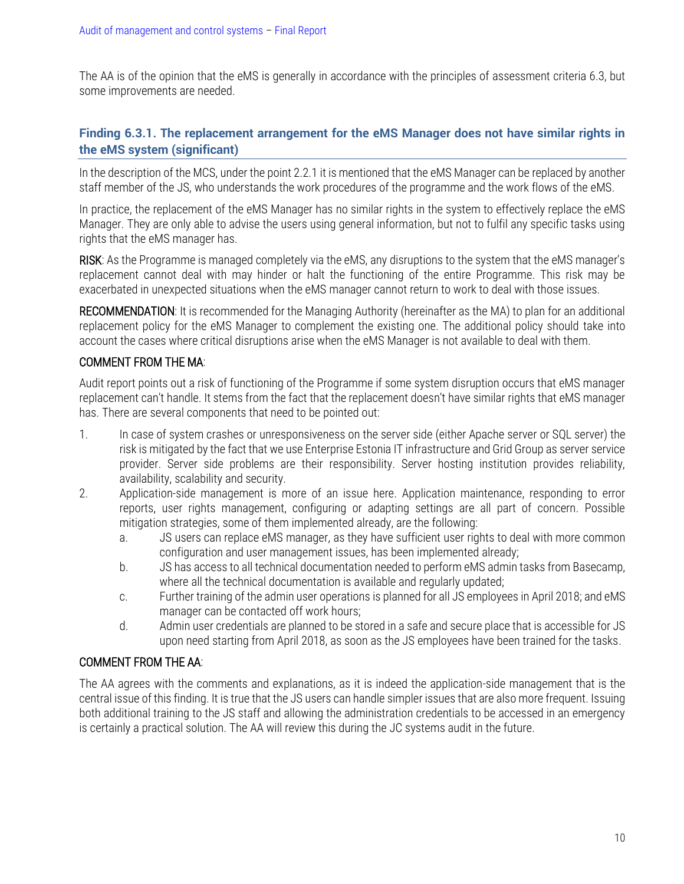The AA is of the opinion that the eMS is generally in accordance with the principles of assessment criteria 6.3, but some improvements are needed.

### Finding 6.3.1. The replacement arrangement for the eMS Manager does not have similar rights in the eMS system (significant)

In the description of the MCS, under the point 2.2.1 it is mentioned that the eMS Manager can be replaced by another staff member of the JS, who understands the work procedures of the programme and the work flows of the eMS.

In practice, the replacement of the eMS Manager has no similar rights in the system to effectively replace the eMS Manager. They are only able to advise the users using general information, but not to fulfil any specific tasks using rights that the eMS manager has.

RISK: As the Programme is managed completely via the eMS, any disruptions to the system that the eMS manager's replacement cannot deal with may hinder or halt the functioning of the entire Programme. This risk may be exacerbated in unexpected situations when the eMS manager cannot return to work to deal with those issues.

RECOMMENDATION: It is recommended for the Managing Authority (hereinafter as the MA) to plan for an additional replacement policy for the eMS Manager to complement the existing one. The additional policy should take into account the cases where critical disruptions arise when the eMS Manager is not available to deal with them.

COMMENT FROM THE MA:

Audit report points out a risk of functioning of the Programme if some system disruption occurs that eMS manager replacement can't handle. It stems from the fact that the replacement doesn't have similar rights that eMS manager has. There are several components that need to be pointed out:

1. In case of system crashes or unresponsiveness on the server side (either Apache server or SQL server) the risk is mitigated by the fact that we use Enterprise Estonia IT infrastructure and Grid Group as server service provider. Server side problems are their responsibility. Server hosting institution provides reliability, availability, scalability and security.
2. Application-side management is more of an issue here. Application maintenance, responding to error reports, user rights management, configuring or adapting settings are all part of concern. Possible mitigation strategies, some of them implemented already, are the following:
    a. JS users can replace eMS manager, as they have sufficient user rights to deal with more common configuration and user management issues, has been implemented already;
    b. JS has access to all technical documentation needed to perform eMS admin tasks from Basecamp, where all the technical documentation is available and regularly updated;
    c. Further training of the admin user operations is planned for all JS employees in April 2018; and eMS manager can be contacted off work hours;
    d. Admin user credentials are planned to be stored in a safe and secure place that is accessible for JS upon need starting from April 2018, as soon as the JS employees have been trained for the tasks.

COMMENT FROM THE AA:

The AA agrees with the comments and explanations, as it is indeed the application-side management that is the central issue of this finding. It is true that the JS users can handle simpler issues that are also more frequent. Issuing both additional training to the JS staff and allowing the administration credentials to be accessed in an emergency is certainly a practical solution. The AA will review this during the JC systems audit in the future.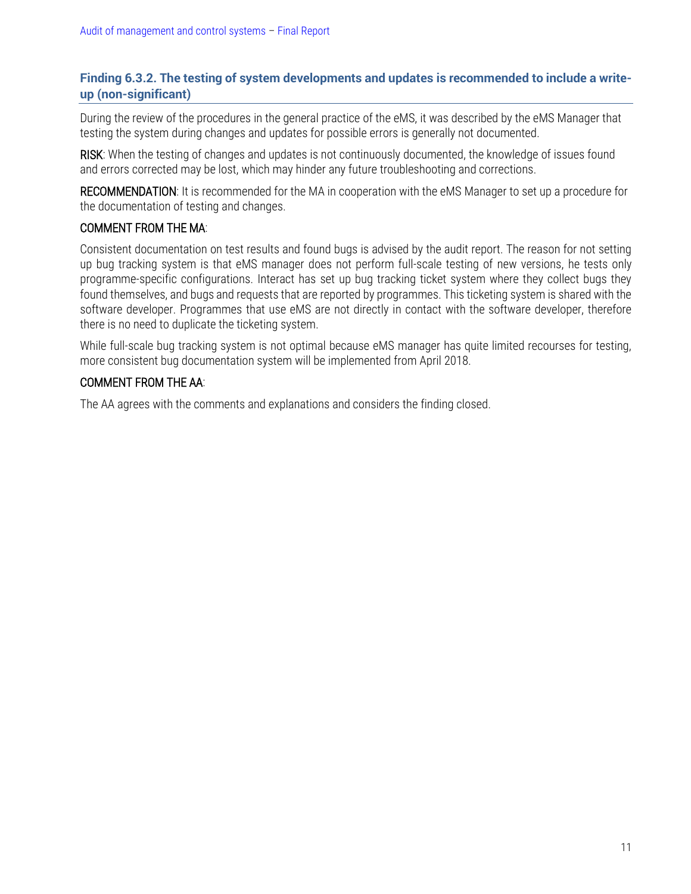### Finding 6.3.2. The testing of system developments and updates is recommended to include a write-up (non-significant)

During the review of the procedures in the general practice of the eMS, it was described by the eMS Manager that testing the system during changes and updates for possible errors is generally not documented.

RISK: When the testing of changes and updates is not continuously documented, the knowledge of issues found and errors corrected may be lost, which may hinder any future troubleshooting and corrections.

RECOMMENDATION: It is recommended for the MA in cooperation with the eMS Manager to set up a procedure for the documentation of testing and changes.

COMMENT FROM THE MA:

Consistent documentation on test results and found bugs is advised by the audit report. The reason for not setting up bug tracking system is that eMS manager does not perform full-scale testing of new versions, he tests only programme-specific configurations. Interact has set up bug tracking ticket system where they collect bugs they found themselves, and bugs and requests that are reported by programmes. This ticketing system is shared with the software developer. Programmes that use eMS are not directly in contact with the software developer, therefore there is no need to duplicate the ticketing system.

While full-scale bug tracking system is not optimal because eMS manager has quite limited recourses for testing, more consistent bug documentation system will be implemented from April 2018.

COMMENT FROM THE AA:

The AA agrees with the comments and explanations and considers the finding closed.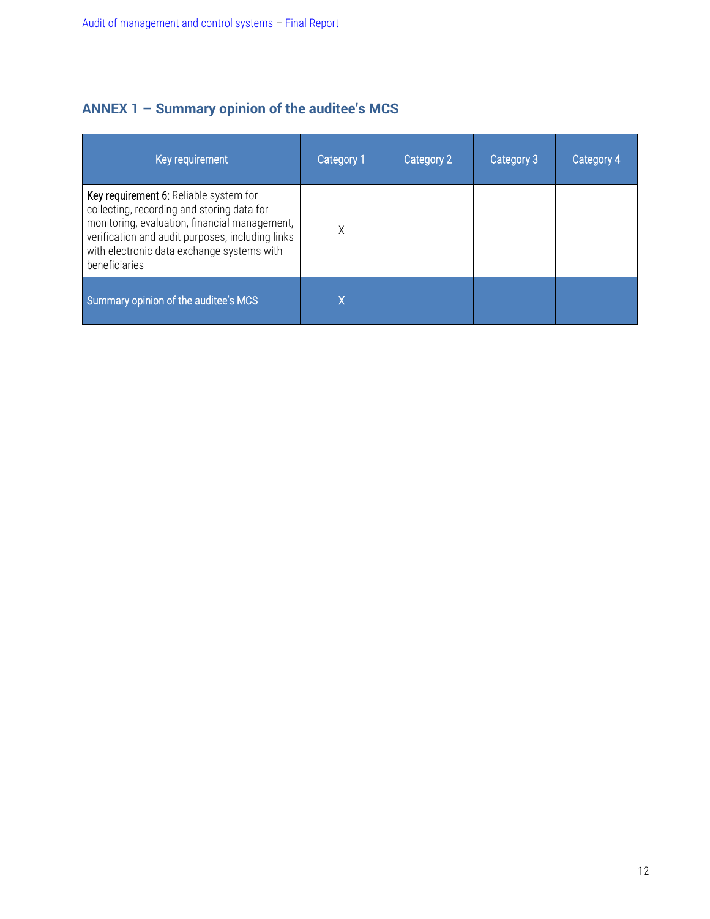## ANNEX 1 – Summary opinion of the auditee's MCS

| Key requirement | Category 1 | Category 2 | Category 3 | Category 4 |
|---|---|---|---|---|
| **Key requirement 6:** Reliable system for collecting, recording and storing data for monitoring, evaluation, financial management, verification and audit purposes, including links with electronic data exchange systems with beneficiaries | X | | | |
| Summary opinion of the auditee's MCS | X | | | |